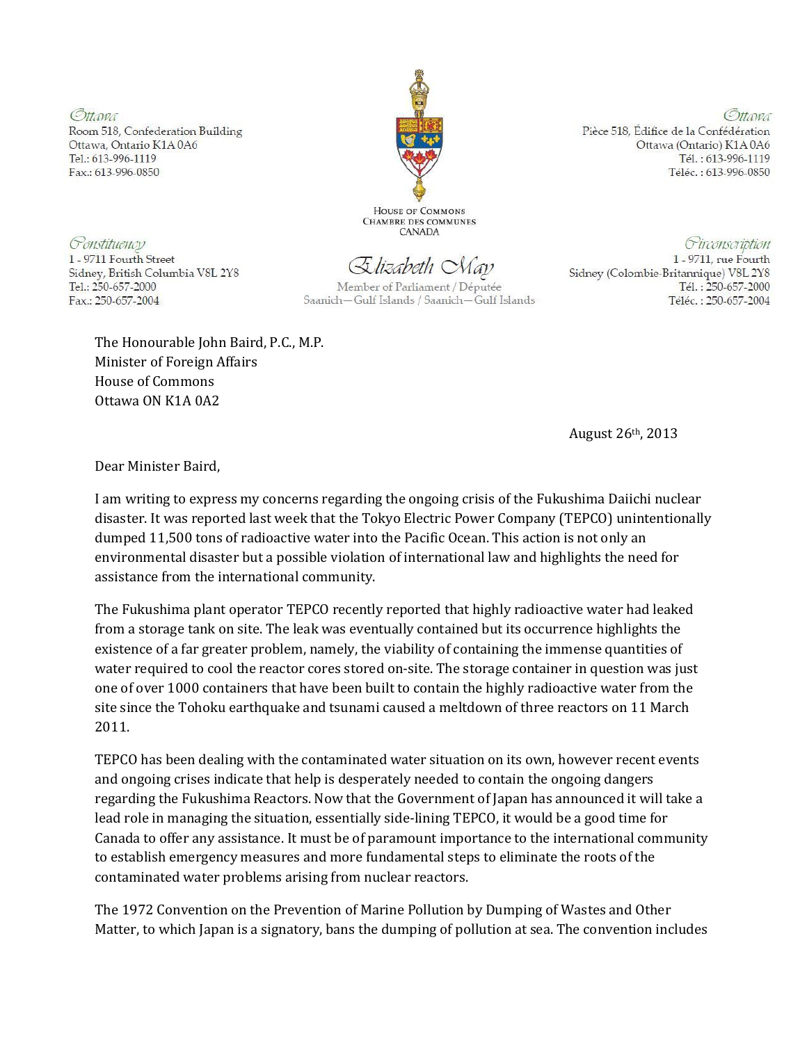*Ottawa*
Room 518, Confederation Building
Ottawa, Ontario K1A 0A6
Tel.: 613-996-1119
Fax.: 613-996-0850

*Ottawa*
Pièce 518, Édifice de la Confédération
Ottawa (Ontario) K1A 0A6
Tél. : 613-996-1119
Téléc. : 613-996-0850

HOUSE OF COMMONS
CHAMBRE DES COMMUNES
CANADA

*Constituency*
1 - 9711 Fourth Street
Sidney, British Columbia V8L 2Y8
Tel.: 250-657-2000
Fax.: 250-657-2004

*Elizabeth May*
Member of Parliament / Députée
Saanich—Gulf Islands / Saanich—Gulf Islands

*Circonscription*
1 - 9711, rue Fourth
Sidney (Colombie-Britannique) V8L 2Y8
Tél. : 250-657-2000
Téléc. : 250-657-2004

The Honourable John Baird, P.C., M.P.
Minister of Foreign Affairs
House of Commons
Ottawa ON K1A 0A2

August 26th, 2013

Dear Minister Baird,

I am writing to express my concerns regarding the ongoing crisis of the Fukushima Daiichi nuclear disaster. It was reported last week that the Tokyo Electric Power Company (TEPCO) unintentionally dumped 11,500 tons of radioactive water into the Pacific Ocean. This action is not only an environmental disaster but a possible violation of international law and highlights the need for assistance from the international community.

The Fukushima plant operator TEPCO recently reported that highly radioactive water had leaked from a storage tank on site. The leak was eventually contained but its occurrence highlights the existence of a far greater problem, namely, the viability of containing the immense quantities of water required to cool the reactor cores stored on-site. The storage container in question was just one of over 1000 containers that have been built to contain the highly radioactive water from the site since the Tohoku earthquake and tsunami caused a meltdown of three reactors on 11 March 2011.

TEPCO has been dealing with the contaminated water situation on its own, however recent events and ongoing crises indicate that help is desperately needed to contain the ongoing dangers regarding the Fukushima Reactors. Now that the Government of Japan has announced it will take a lead role in managing the situation, essentially side-lining TEPCO, it would be a good time for Canada to offer any assistance. It must be of paramount importance to the international community to establish emergency measures and more fundamental steps to eliminate the roots of the contaminated water problems arising from nuclear reactors.

The 1972 Convention on the Prevention of Marine Pollution by Dumping of Wastes and Other Matter, to which Japan is a signatory, bans the dumping of pollution at sea. The convention includes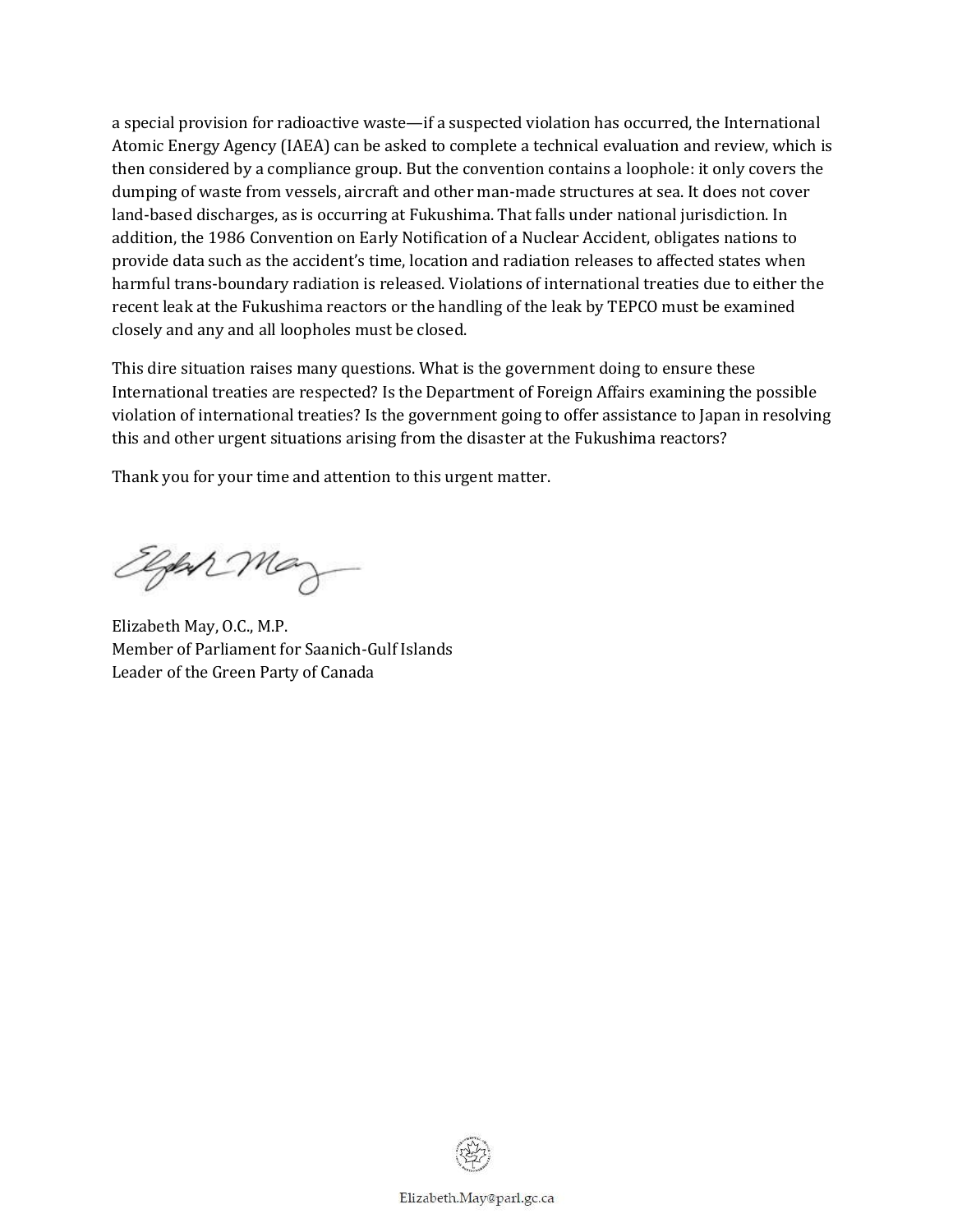a special provision for radioactive waste—if a suspected violation has occurred, the International Atomic Energy Agency (IAEA) can be asked to complete a technical evaluation and review, which is then considered by a compliance group. But the convention contains a loophole: it only covers the dumping of waste from vessels, aircraft and other man-made structures at sea. It does not cover land-based discharges, as is occurring at Fukushima. That falls under national jurisdiction. In addition, the 1986 Convention on Early Notification of a Nuclear Accident, obligates nations to provide data such as the accident's time, location and radiation releases to affected states when harmful trans-boundary radiation is released. Violations of international treaties due to either the recent leak at the Fukushima reactors or the handling of the leak by TEPCO must be examined closely and any and all loopholes must be closed.

This dire situation raises many questions. What is the government doing to ensure these International treaties are respected? Is the Department of Foreign Affairs examining the possible violation of international treaties? Is the government going to offer assistance to Japan in resolving this and other urgent situations arising from the disaster at the Fukushima reactors?

Thank you for your time and attention to this urgent matter.

Elizabeth May, O.C., M.P.
Member of Parliament for Saanich-Gulf Islands
Leader of the Green Party of Canada

Elizabeth.May@parl.gc.ca